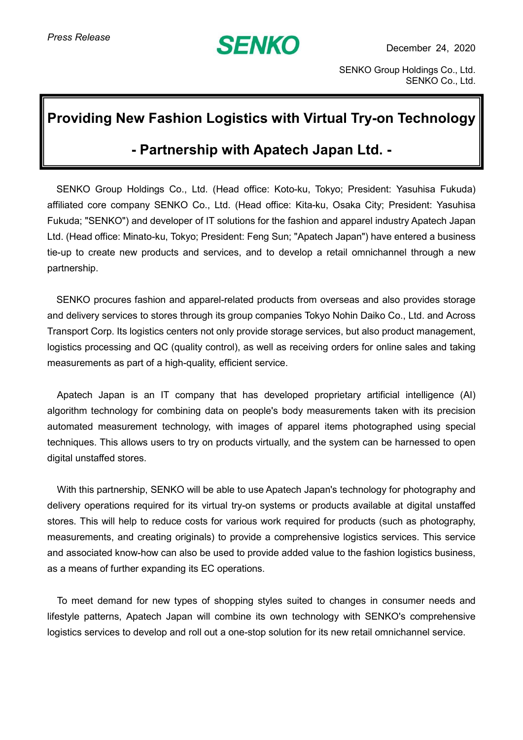*Press Release*

**SENKO**

December 24, 2020

SENKO Group Holdings Co., Ltd.
SENKO Co., Ltd.

# Providing New Fashion Logistics with Virtual Try-on Technology

## - Partnership with Apatech Japan Ltd. -

SENKO Group Holdings Co., Ltd. (Head office: Koto-ku, Tokyo; President: Yasuhisa Fukuda) affiliated core company SENKO Co., Ltd. (Head office: Kita-ku, Osaka City; President: Yasuhisa Fukuda; "SENKO") and developer of IT solutions for the fashion and apparel industry Apatech Japan Ltd. (Head office: Minato-ku, Tokyo; President: Feng Sun; "Apatech Japan") have entered a business tie-up to create new products and services, and to develop a retail omnichannel through a new partnership.

SENKO procures fashion and apparel-related products from overseas and also provides storage and delivery services to stores through its group companies Tokyo Nohin Daiko Co., Ltd. and Across Transport Corp. Its logistics centers not only provide storage services, but also product management, logistics processing and QC (quality control), as well as receiving orders for online sales and taking measurements as part of a high-quality, efficient service.

Apatech Japan is an IT company that has developed proprietary artificial intelligence (AI) algorithm technology for combining data on people's body measurements taken with its precision automated measurement technology, with images of apparel items photographed using special techniques. This allows users to try on products virtually, and the system can be harnessed to open digital unstaffed stores.

With this partnership, SENKO will be able to use Apatech Japan's technology for photography and delivery operations required for its virtual try-on systems or products available at digital unstaffed stores. This will help to reduce costs for various work required for products (such as photography, measurements, and creating originals) to provide a comprehensive logistics services. This service and associated know-how can also be used to provide added value to the fashion logistics business, as a means of further expanding its EC operations.

To meet demand for new types of shopping styles suited to changes in consumer needs and lifestyle patterns, Apatech Japan will combine its own technology with SENKO's comprehensive logistics services to develop and roll out a one-stop solution for its new retail omnichannel service.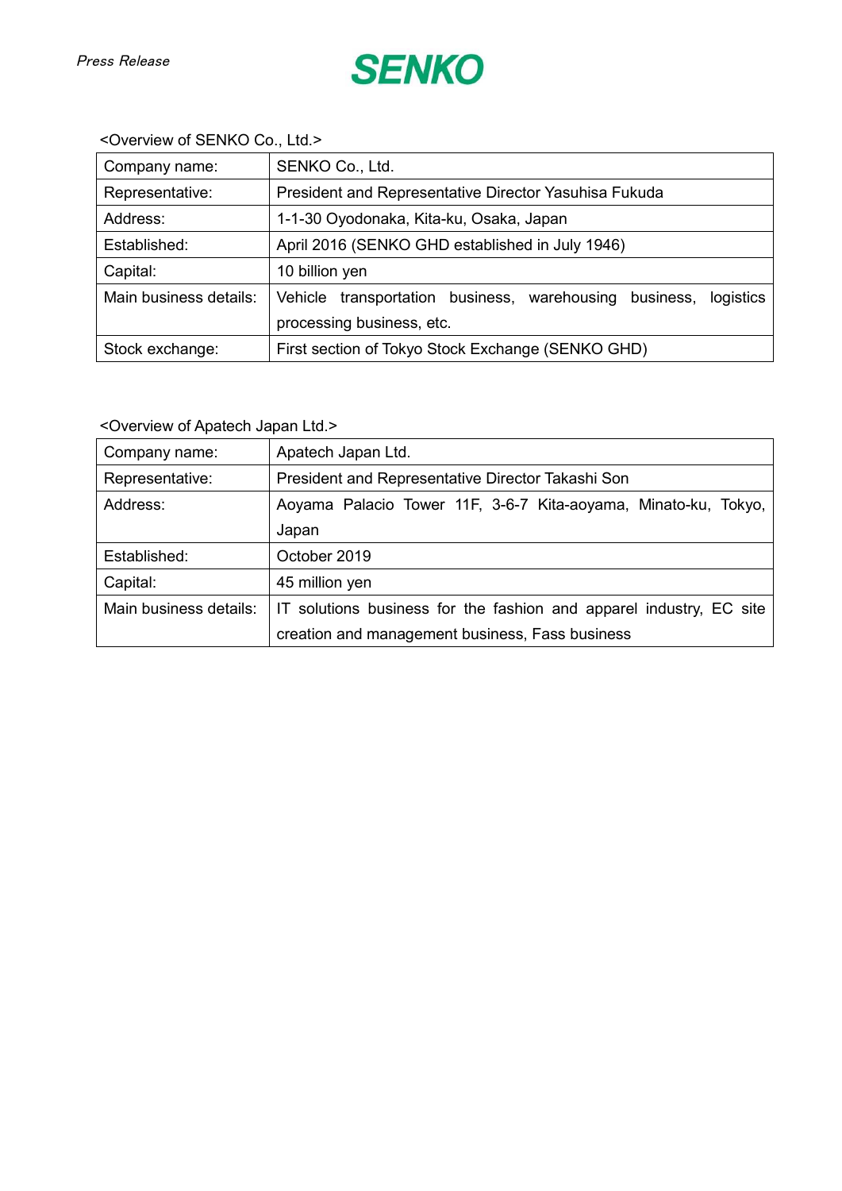<Overview of SENKO Co., Ltd.>

| | |
|---|---|
| Company name: | SENKO Co., Ltd. |
| Representative: | President and Representative Director Yasuhisa Fukuda |
| Address: | 1-1-30 Oyodonaka, Kita-ku, Osaka, Japan |
| Established: | April 2016 (SENKO GHD established in July 1946) |
| Capital: | 10 billion yen |
| Main business details: | Vehicle transportation business, warehousing business, logistics processing business, etc. |
| Stock exchange: | First section of Tokyo Stock Exchange (SENKO GHD) |

<Overview of Apatech Japan Ltd.>

| | |
|---|---|
| Company name: | Apatech Japan Ltd. |
| Representative: | President and Representative Director Takashi Son |
| Address: | Aoyama Palacio Tower 11F, 3-6-7 Kita-aoyama, Minato-ku, Tokyo, Japan |
| Established: | October 2019 |
| Capital: | 45 million yen |
| Main business details: | IT solutions business for the fashion and apparel industry, EC site creation and management business, Fass business |